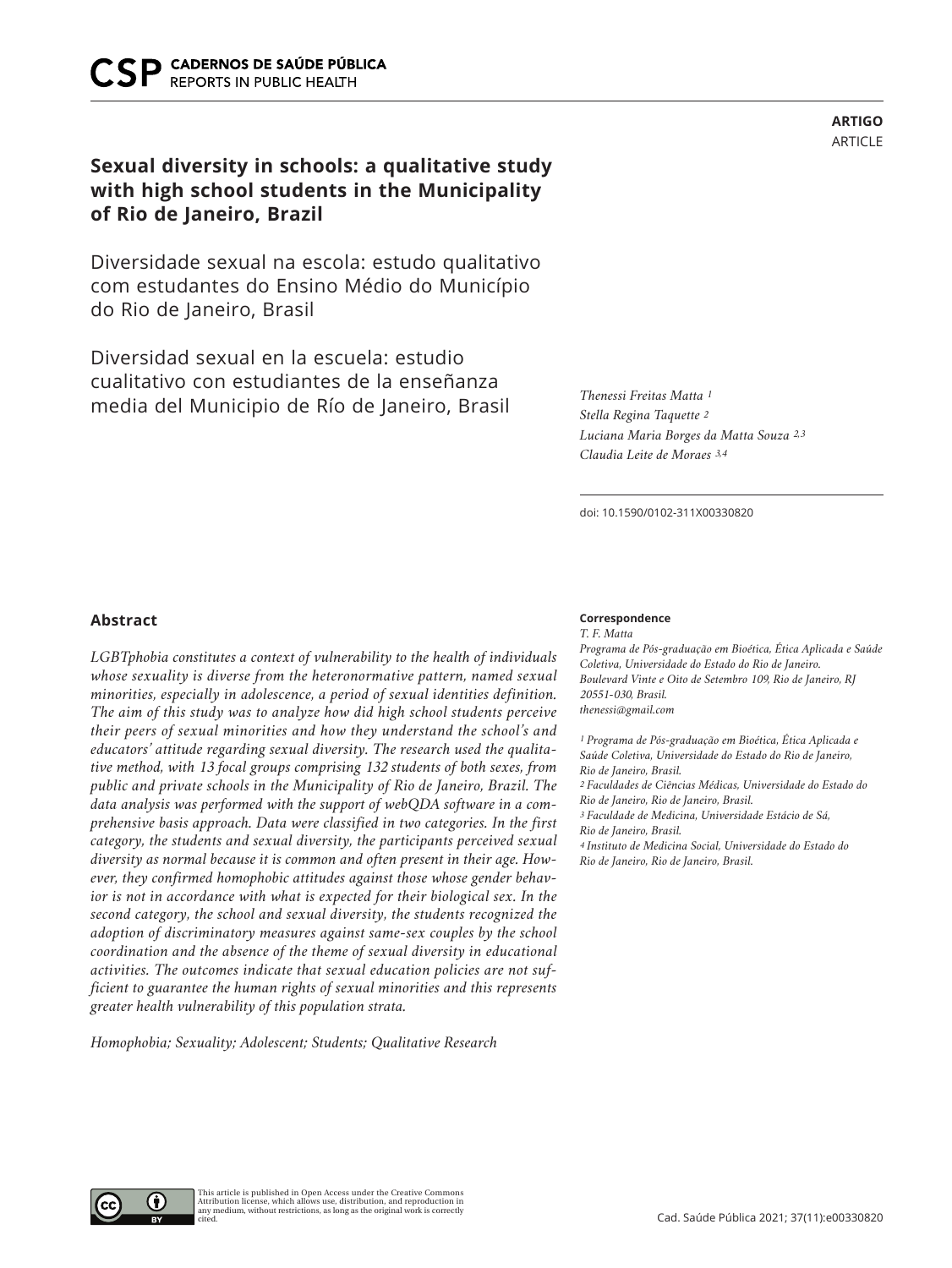**ARTIGO**
ARTICLE

# Sexual diversity in schools: a qualitative study with high school students in the Municipality of Rio de Janeiro, Brazil

Diversidade sexual na escola: estudo qualitativo com estudantes do Ensino Médio do Município do Rio de Janeiro, Brasil

Diversidad sexual en la escuela: estudio cualitativo con estudiantes de la enseñanza media del Municipio de Río de Janeiro, Brasil

*Thenessi Freitas Matta* [1]
*Stella Regina Taquette* [2]
*Luciana Maria Borges da Matta Souza* [2,3]
*Claudia Leite de Moraes* [3,4]

doi: 10.1590/0102-311X00330820

## Abstract

*LGBTphobia constitutes a context of vulnerability to the health of individuals whose sexuality is diverse from the heteronormative pattern, named sexual minorities, especially in adolescence, a period of sexual identities definition. The aim of this study was to analyze how did high school students perceive their peers of sexual minorities and how they understand the school's and educators' attitude regarding sexual diversity. The research used the qualitative method, with 13 focal groups comprising 132 students of both sexes, from public and private schools in the Municipality of Rio de Janeiro, Brazil. The data analysis was performed with the support of webQDA software in a comprehensive basis approach. Data were classified in two categories. In the first category, the students and sexual diversity, the participants perceived sexual diversity as normal because it is common and often present in their age. However, they confirmed homophobic attitudes against those whose gender behavior is not in accordance with what is expected for their biological sex. In the second category, the school and sexual diversity, the students recognized the adoption of discriminatory measures against same-sex couples by the school coordination and the absence of the theme of sexual diversity in educational activities. The outcomes indicate that sexual education policies are not sufficient to guarantee the human rights of sexual minorities and this represents greater health vulnerability of this population strata.*

*Homophobia; Sexuality; Adolescent; Students; Qualitative Research*

**Correspondence**
*T. F. Matta*
*Programa de Pós-graduação em Bioética, Ética Aplicada e Saúde Coletiva, Universidade do Estado do Rio de Janeiro.*
*Boulevard Vinte e Oito de Setembro 109, Rio de Janeiro, RJ 20551-030, Brasil.*
*thenessi@gmail.com*

[1] *Programa de Pós-graduação em Bioética, Ética Aplicada e Saúde Coletiva, Universidade do Estado do Rio de Janeiro, Rio de Janeiro, Brasil.*
[2] *Faculdades de Ciências Médicas, Universidade do Estado do Rio de Janeiro, Rio de Janeiro, Brasil.*
[3] *Faculdade de Medicina, Universidade Estácio de Sá, Rio de Janeiro, Brasil.*
[4] *Instituto de Medicina Social, Universidade do Estado do Rio de Janeiro, Rio de Janeiro, Brasil.*

This article is published in Open Access under the Creative Commons Attribution license, which allows use, distribution, and reproduction in any medium, without restrictions, as long as the original work is correctly cited.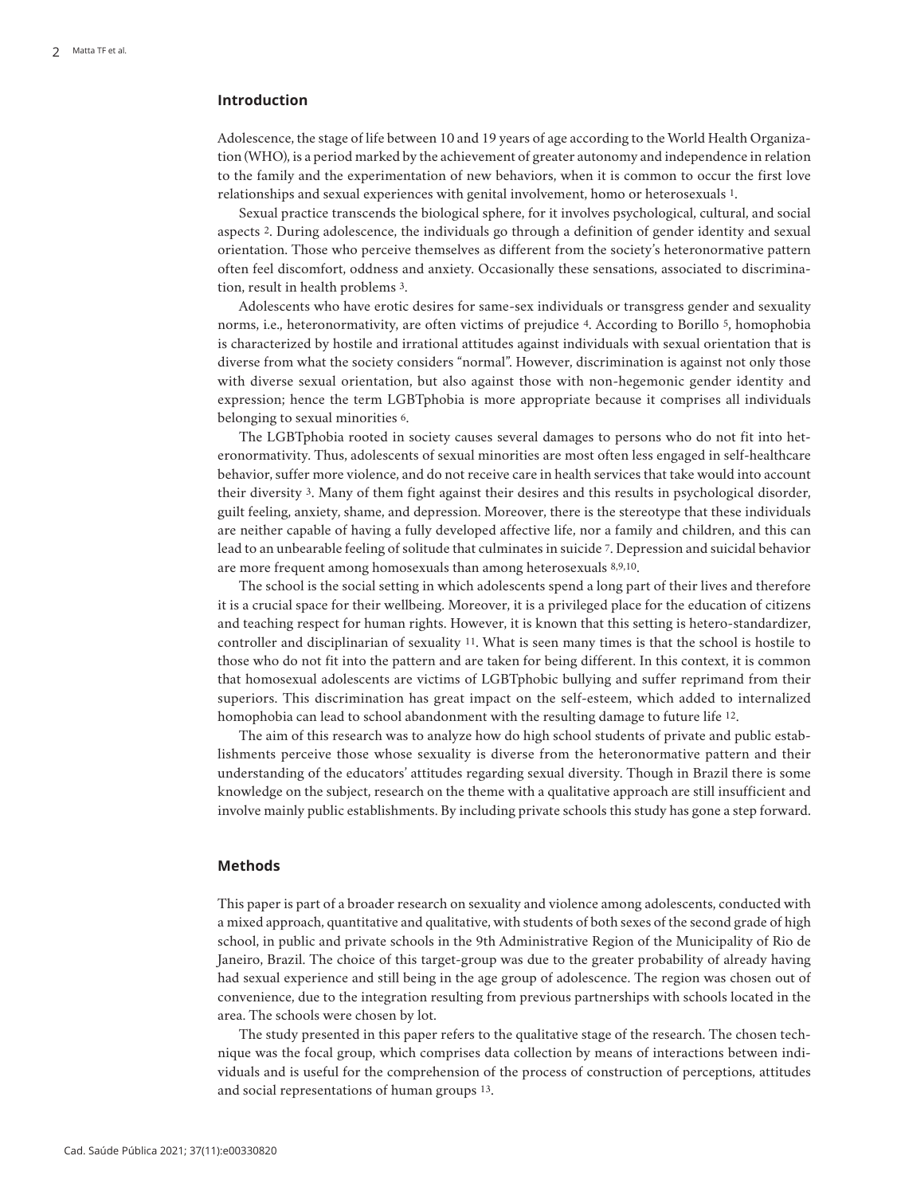## Introduction

Adolescence, the stage of life between 10 and 19 years of age according to the World Health Organization (WHO), is a period marked by the achievement of greater autonomy and independence in relation to the family and the experimentation of new behaviors, when it is common to occur the first love relationships and sexual experiences with genital involvement, homo or heterosexuals [1].

Sexual practice transcends the biological sphere, for it involves psychological, cultural, and social aspects [2]. During adolescence, the individuals go through a definition of gender identity and sexual orientation. Those who perceive themselves as different from the society's heteronormative pattern often feel discomfort, oddness and anxiety. Occasionally these sensations, associated to discrimination, result in health problems [3].

Adolescents who have erotic desires for same-sex individuals or transgress gender and sexuality norms, i.e., heteronormativity, are often victims of prejudice [4]. According to Borillo [5], homophobia is characterized by hostile and irrational attitudes against individuals with sexual orientation that is diverse from what the society considers "normal". However, discrimination is against not only those with diverse sexual orientation, but also against those with non-hegemonic gender identity and expression; hence the term LGBTphobia is more appropriate because it comprises all individuals belonging to sexual minorities [6].

The LGBTphobia rooted in society causes several damages to persons who do not fit into heteronormativity. Thus, adolescents of sexual minorities are most often less engaged in self-healthcare behavior, suffer more violence, and do not receive care in health services that take would into account their diversity [3]. Many of them fight against their desires and this results in psychological disorder, guilt feeling, anxiety, shame, and depression. Moreover, there is the stereotype that these individuals are neither capable of having a fully developed affective life, nor a family and children, and this can lead to an unbearable feeling of solitude that culminates in suicide [7]. Depression and suicidal behavior are more frequent among homosexuals than among heterosexuals [8,9,10].

The school is the social setting in which adolescents spend a long part of their lives and therefore it is a crucial space for their wellbeing. Moreover, it is a privileged place for the education of citizens and teaching respect for human rights. However, it is known that this setting is hetero-standardizer, controller and disciplinarian of sexuality [11]. What is seen many times is that the school is hostile to those who do not fit into the pattern and are taken for being different. In this context, it is common that homosexual adolescents are victims of LGBTphobic bullying and suffer reprimand from their superiors. This discrimination has great impact on the self-esteem, which added to internalized homophobia can lead to school abandonment with the resulting damage to future life [12].

The aim of this research was to analyze how do high school students of private and public establishments perceive those whose sexuality is diverse from the heteronormative pattern and their understanding of the educators' attitudes regarding sexual diversity. Though in Brazil there is some knowledge on the subject, research on the theme with a qualitative approach are still insufficient and involve mainly public establishments. By including private schools this study has gone a step forward.

## Methods

This paper is part of a broader research on sexuality and violence among adolescents, conducted with a mixed approach, quantitative and qualitative, with students of both sexes of the second grade of high school, in public and private schools in the 9th Administrative Region of the Municipality of Rio de Janeiro, Brazil. The choice of this target-group was due to the greater probability of already having had sexual experience and still being in the age group of adolescence. The region was chosen out of convenience, due to the integration resulting from previous partnerships with schools located in the area. The schools were chosen by lot.

The study presented in this paper refers to the qualitative stage of the research. The chosen technique was the focal group, which comprises data collection by means of interactions between individuals and is useful for the comprehension of the process of construction of perceptions, attitudes and social representations of human groups [13].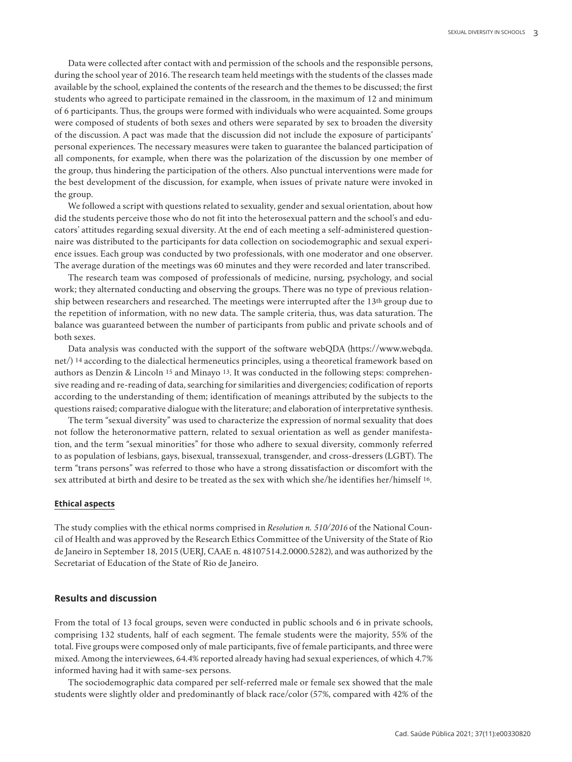Data were collected after contact with and permission of the schools and the responsible persons, during the school year of 2016. The research team held meetings with the students of the classes made available by the school, explained the contents of the research and the themes to be discussed; the first students who agreed to participate remained in the classroom, in the maximum of 12 and minimum of 6 participants. Thus, the groups were formed with individuals who were acquainted. Some groups were composed of students of both sexes and others were separated by sex to broaden the diversity of the discussion. A pact was made that the discussion did not include the exposure of participants' personal experiences. The necessary measures were taken to guarantee the balanced participation of all components, for example, when there was the polarization of the discussion by one member of the group, thus hindering the participation of the others. Also punctual interventions were made for the best development of the discussion, for example, when issues of private nature were invoked in the group.

We followed a script with questions related to sexuality, gender and sexual orientation, about how did the students perceive those who do not fit into the heterosexual pattern and the school's and educators' attitudes regarding sexual diversity. At the end of each meeting a self-administered questionnaire was distributed to the participants for data collection on sociodemographic and sexual experience issues. Each group was conducted by two professionals, with one moderator and one observer. The average duration of the meetings was 60 minutes and they were recorded and later transcribed.

The research team was composed of professionals of medicine, nursing, psychology, and social work; they alternated conducting and observing the groups. There was no type of previous relationship between researchers and researched. The meetings were interrupted after the 13th group due to the repetition of information, with no new data. The sample criteria, thus, was data saturation. The balance was guaranteed between the number of participants from public and private schools and of both sexes.

Data analysis was conducted with the support of the software webQDA (https://www.webqda.net/) [14] according to the dialectical hermeneutics principles, using a theoretical framework based on authors as Denzin & Lincoln [15] and Minayo [13]. It was conducted in the following steps: comprehensive reading and re-reading of data, searching for similarities and divergencies; codification of reports according to the understanding of them; identification of meanings attributed by the subjects to the questions raised; comparative dialogue with the literature; and elaboration of interpretative synthesis.

The term "sexual diversity" was used to characterize the expression of normal sexuality that does not follow the heteronormative pattern, related to sexual orientation as well as gender manifestation, and the term "sexual minorities" for those who adhere to sexual diversity, commonly referred to as population of lesbians, gays, bisexual, transsexual, transgender, and cross-dressers (LGBT). The term "trans persons" was referred to those who have a strong dissatisfaction or discomfort with the sex attributed at birth and desire to be treated as the sex with which she/he identifies her/himself [16].

### Ethical aspects

The study complies with the ethical norms comprised in *Resolution n. 510/2016* of the National Council of Health and was approved by the Research Ethics Committee of the University of the State of Rio de Janeiro in September 18, 2015 (UERJ, CAAE n. 48107514.2.0000.5282), and was authorized by the Secretariat of Education of the State of Rio de Janeiro.

## Results and discussion

From the total of 13 focal groups, seven were conducted in public schools and 6 in private schools, comprising 132 students, half of each segment. The female students were the majority, 55% of the total. Five groups were composed only of male participants, five of female participants, and three were mixed. Among the interviewees, 64.4% reported already having had sexual experiences, of which 4.7% informed having had it with same-sex persons.

The sociodemographic data compared per self-referred male or female sex showed that the male students were slightly older and predominantly of black race/color (57%, compared with 42% of the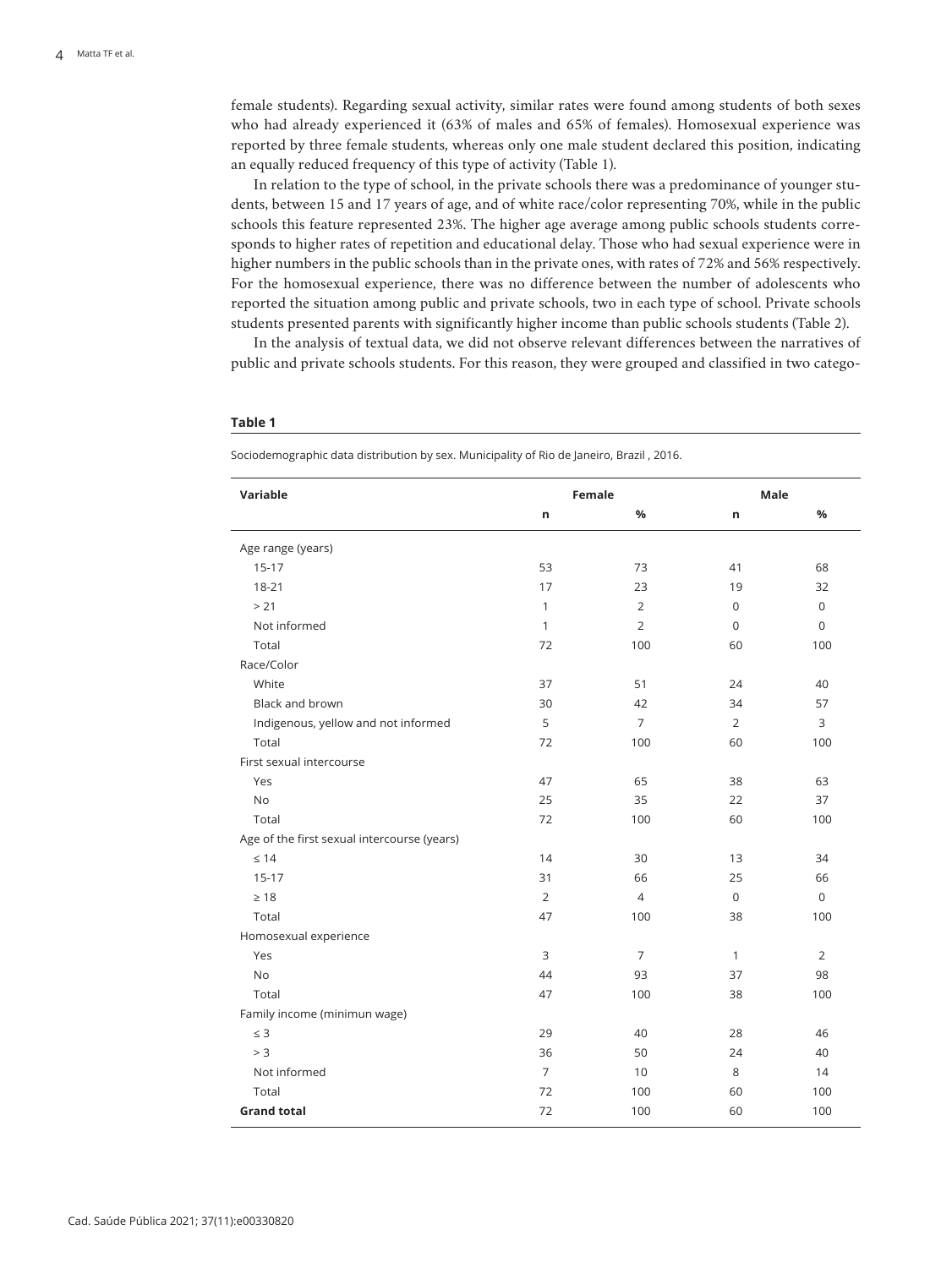female students). Regarding sexual activity, similar rates were found among students of both sexes who had already experienced it (63% of males and 65% of females). Homosexual experience was reported by three female students, whereas only one male student declared this position, indicating an equally reduced frequency of this type of activity (Table 1).

In relation to the type of school, in the private schools there was a predominance of younger students, between 15 and 17 years of age, and of white race/color representing 70%, while in the public schools this feature represented 23%. The higher age average among public schools students corresponds to higher rates of repetition and educational delay. Those who had sexual experience were in higher numbers in the public schools than in the private ones, with rates of 72% and 56% respectively. For the homosexual experience, there was no difference between the number of adolescents who reported the situation among public and private schools, two in each type of school. Private schools students presented parents with significantly higher income than public schools students (Table 2).

In the analysis of textual data, we did not observe relevant differences between the narratives of public and private schools students. For this reason, they were grouped and classified in two catego-

**Table 1**

Sociodemographic data distribution by sex. Municipality of Rio de Janeiro, Brazil , 2016.

| Variable | Female | | Male | |
|---|---|---|---|---|
| | n | % | n | % |
| Age range (years) | | | | |
| 15-17 | 53 | 73 | 41 | 68 |
| 18-21 | 17 | 23 | 19 | 32 |
| > 21 | 1 | 2 | 0 | 0 |
| Not informed | 1 | 2 | 0 | 0 |
| Total | 72 | 100 | 60 | 100 |
| Race/Color | | | | |
| White | 37 | 51 | 24 | 40 |
| Black and brown | 30 | 42 | 34 | 57 |
| Indigenous, yellow and not informed | 5 | 7 | 2 | 3 |
| Total | 72 | 100 | 60 | 100 |
| First sexual intercourse | | | | |
| Yes | 47 | 65 | 38 | 63 |
| No | 25 | 35 | 22 | 37 |
| Total | 72 | 100 | 60 | 100 |
| Age of the first sexual intercourse (years) | | | | |
| ≤ 14 | 14 | 30 | 13 | 34 |
| 15-17 | 31 | 66 | 25 | 66 |
| ≥ 18 | 2 | 4 | 0 | 0 |
| Total | 47 | 100 | 38 | 100 |
| Homosexual experience | | | | |
| Yes | 3 | 7 | 1 | 2 |
| No | 44 | 93 | 37 | 98 |
| Total | 47 | 100 | 38 | 100 |
| Family income (minimun wage) | | | | |
| ≤ 3 | 29 | 40 | 28 | 46 |
| > 3 | 36 | 50 | 24 | 40 |
| Not informed | 7 | 10 | 8 | 14 |
| Total | 72 | 100 | 60 | 100 |
| **Grand total** | 72 | 100 | 60 | 100 |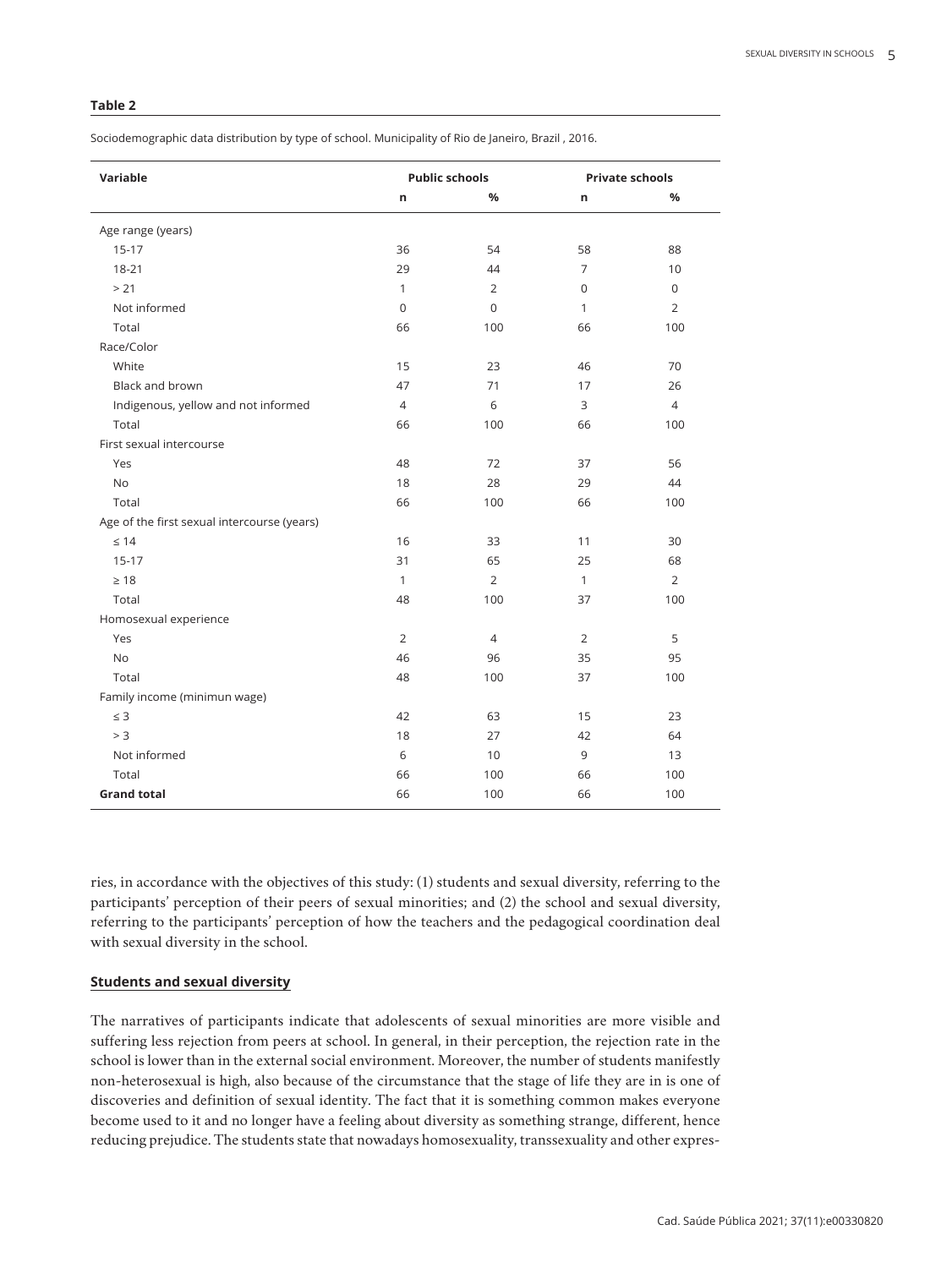**Table 2**

Sociodemographic data distribution by type of school. Municipality of Rio de Janeiro, Brazil , 2016.

| Variable | Public schools | | Private schools | |
|---|---|---|---|---|
| | n | % | n | % |
| Age range (years) | | | | |
| 15-17 | 36 | 54 | 58 | 88 |
| 18-21 | 29 | 44 | 7 | 10 |
| > 21 | 1 | 2 | 0 | 0 |
| Not informed | 0 | 0 | 1 | 2 |
| Total | 66 | 100 | 66 | 100 |
| Race/Color | | | | |
| White | 15 | 23 | 46 | 70 |
| Black and brown | 47 | 71 | 17 | 26 |
| Indigenous, yellow and not informed | 4 | 6 | 3 | 4 |
| Total | 66 | 100 | 66 | 100 |
| First sexual intercourse | | | | |
| Yes | 48 | 72 | 37 | 56 |
| No | 18 | 28 | 29 | 44 |
| Total | 66 | 100 | 66 | 100 |
| Age of the first sexual intercourse (years) | | | | |
| ≤ 14 | 16 | 33 | 11 | 30 |
| 15-17 | 31 | 65 | 25 | 68 |
| ≥ 18 | 1 | 2 | 1 | 2 |
| Total | 48 | 100 | 37 | 100 |
| Homosexual experience | | | | |
| Yes | 2 | 4 | 2 | 5 |
| No | 46 | 96 | 35 | 95 |
| Total | 48 | 100 | 37 | 100 |
| Family income (minimun wage) | | | | |
| ≤ 3 | 42 | 63 | 15 | 23 |
| > 3 | 18 | 27 | 42 | 64 |
| Not informed | 6 | 10 | 9 | 13 |
| Total | 66 | 100 | 66 | 100 |
| **Grand total** | 66 | 100 | 66 | 100 |

ries, in accordance with the objectives of this study: (1) students and sexual diversity, referring to the participants' perception of their peers of sexual minorities; and (2) the school and sexual diversity, referring to the participants' perception of how the teachers and the pedagogical coordination deal with sexual diversity in the school.

## Students and sexual diversity

The narratives of participants indicate that adolescents of sexual minorities are more visible and suffering less rejection from peers at school. In general, in their perception, the rejection rate in the school is lower than in the external social environment. Moreover, the number of students manifestly non-heterosexual is high, also because of the circumstance that the stage of life they are in is one of discoveries and definition of sexual identity. The fact that it is something common makes everyone become used to it and no longer have a feeling about diversity as something strange, different, hence reducing prejudice. The students state that nowadays homosexuality, transsexuality and other expres-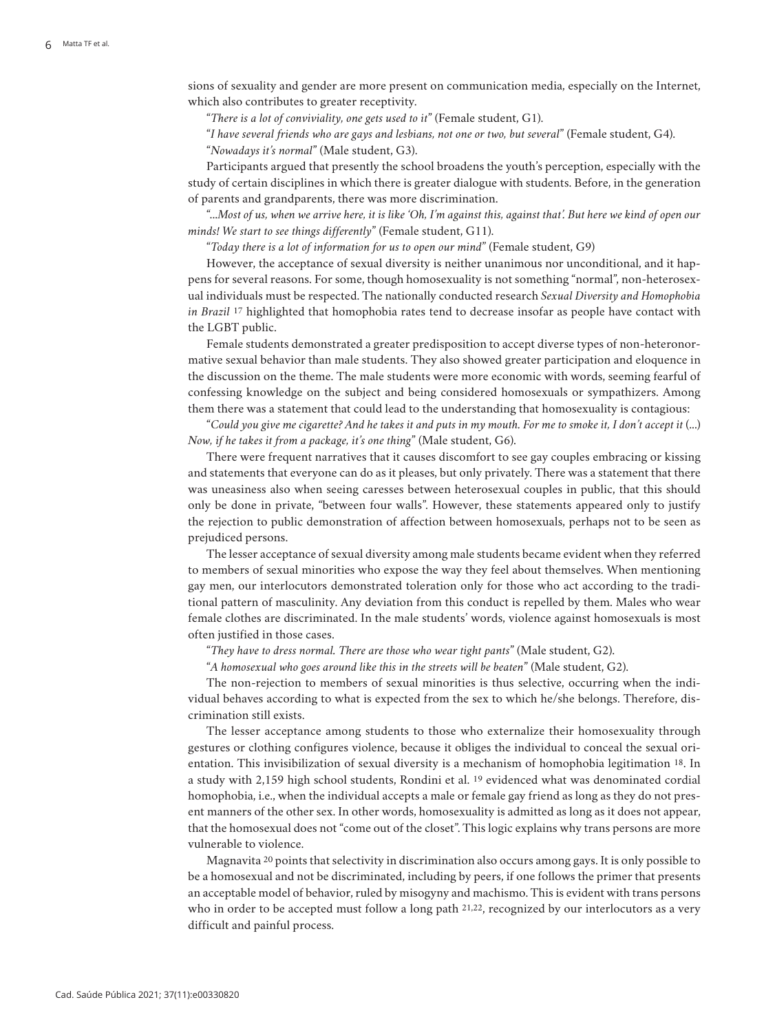sions of sexuality and gender are more present on communication media, especially on the Internet, which also contributes to greater receptivity.

"*There is a lot of conviviality, one gets used to it*" (Female student, G1).

"*I have several friends who are gays and lesbians, not one or two, but several*" (Female student, G4).

"*Nowadays it's normal*" (Male student, G3).

Participants argued that presently the school broadens the youth's perception, especially with the study of certain disciplines in which there is greater dialogue with students. Before, in the generation of parents and grandparents, there was more discrimination.

"*...Most of us, when we arrive here, it is like 'Oh, I'm against this, against that'. But here we kind of open our minds! We start to see things differently*" (Female student, G11).

"*Today there is a lot of information for us to open our mind*" (Female student, G9)

However, the acceptance of sexual diversity is neither unanimous nor unconditional, and it happens for several reasons. For some, though homosexuality is not something "normal", non-heterosexual individuals must be respected. The nationally conducted research *Sexual Diversity and Homophobia in Brazil* [17] highlighted that homophobia rates tend to decrease insofar as people have contact with the LGBT public.

Female students demonstrated a greater predisposition to accept diverse types of non-heteronormative sexual behavior than male students. They also showed greater participation and eloquence in the discussion on the theme. The male students were more economic with words, seeming fearful of confessing knowledge on the subject and being considered homosexuals or sympathizers. Among them there was a statement that could lead to the understanding that homosexuality is contagious:

"*Could you give me cigarette? And he takes it and puts in my mouth. For me to smoke it, I don't accept it* (...) *Now, if he takes it from a package, it's one thing*" (Male student, G6).

There were frequent narratives that it causes discomfort to see gay couples embracing or kissing and statements that everyone can do as it pleases, but only privately. There was a statement that there was uneasiness also when seeing caresses between heterosexual couples in public, that this should only be done in private, "between four walls". However, these statements appeared only to justify the rejection to public demonstration of affection between homosexuals, perhaps not to be seen as prejudiced persons.

The lesser acceptance of sexual diversity among male students became evident when they referred to members of sexual minorities who expose the way they feel about themselves. When mentioning gay men, our interlocutors demonstrated toleration only for those who act according to the traditional pattern of masculinity. Any deviation from this conduct is repelled by them. Males who wear female clothes are discriminated. In the male students' words, violence against homosexuals is most often justified in those cases.

"*They have to dress normal. There are those who wear tight pants*" (Male student, G2).

"*A homosexual who goes around like this in the streets will be beaten*" (Male student, G2).

The non-rejection to members of sexual minorities is thus selective, occurring when the individual behaves according to what is expected from the sex to which he/she belongs. Therefore, discrimination still exists.

The lesser acceptance among students to those who externalize their homosexuality through gestures or clothing configures violence, because it obliges the individual to conceal the sexual orientation. This invisibilization of sexual diversity is a mechanism of homophobia legitimation [18]. In a study with 2,159 high school students, Rondini et al. [19] evidenced what was denominated cordial homophobia, i.e., when the individual accepts a male or female gay friend as long as they do not present manners of the other sex. In other words, homosexuality is admitted as long as it does not appear, that the homosexual does not "come out of the closet". This logic explains why trans persons are more vulnerable to violence.

Magnavita [20] points that selectivity in discrimination also occurs among gays. It is only possible to be a homosexual and not be discriminated, including by peers, if one follows the primer that presents an acceptable model of behavior, ruled by misogyny and machismo. This is evident with trans persons who in order to be accepted must follow a long path [21,22], recognized by our interlocutors as a very difficult and painful process.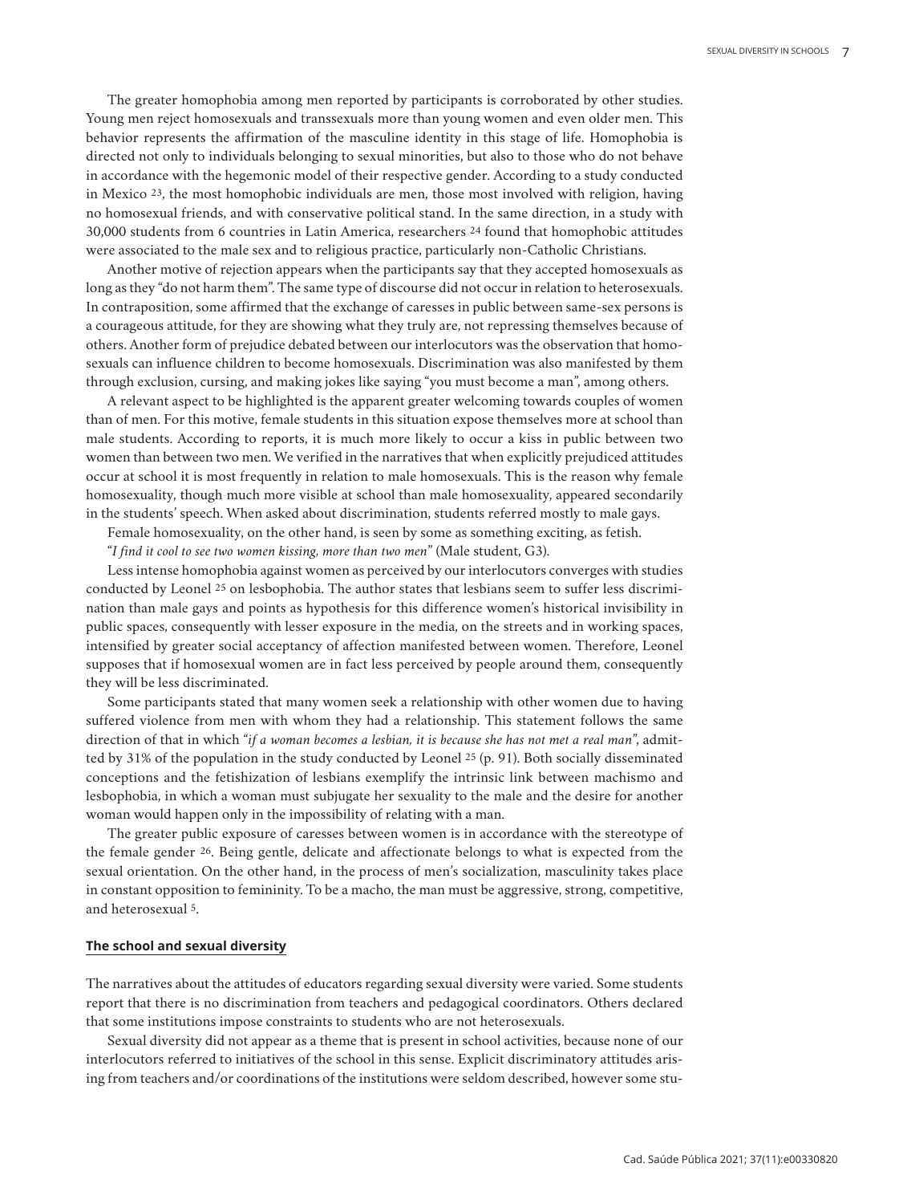The greater homophobia among men reported by participants is corroborated by other studies. Young men reject homosexuals and transsexuals more than young women and even older men. This behavior represents the affirmation of the masculine identity in this stage of life. Homophobia is directed not only to individuals belonging to sexual minorities, but also to those who do not behave in accordance with the hegemonic model of their respective gender. According to a study conducted in Mexico [23], the most homophobic individuals are men, those most involved with religion, having no homosexual friends, and with conservative political stand. In the same direction, in a study with 30,000 students from 6 countries in Latin America, researchers [24] found that homophobic attitudes were associated to the male sex and to religious practice, particularly non-Catholic Christians.

Another motive of rejection appears when the participants say that they accepted homosexuals as long as they "do not harm them". The same type of discourse did not occur in relation to heterosexuals. In contraposition, some affirmed that the exchange of caresses in public between same-sex persons is a courageous attitude, for they are showing what they truly are, not repressing themselves because of others. Another form of prejudice debated between our interlocutors was the observation that homosexuals can influence children to become homosexuals. Discrimination was also manifested by them through exclusion, cursing, and making jokes like saying "you must become a man", among others.

A relevant aspect to be highlighted is the apparent greater welcoming towards couples of women than of men. For this motive, female students in this situation expose themselves more at school than male students. According to reports, it is much more likely to occur a kiss in public between two women than between two men. We verified in the narratives that when explicitly prejudiced attitudes occur at school it is most frequently in relation to male homosexuals. This is the reason why female homosexuality, though much more visible at school than male homosexuality, appeared secondarily in the students' speech. When asked about discrimination, students referred mostly to male gays.

Female homosexuality, on the other hand, is seen by some as something exciting, as fetish.

"*I find it cool to see two women kissing, more than two men*" (Male student, G3).

Less intense homophobia against women as perceived by our interlocutors converges with studies conducted by Leonel [25] on lesbophobia. The author states that lesbians seem to suffer less discrimination than male gays and points as hypothesis for this difference women's historical invisibility in public spaces, consequently with lesser exposure in the media, on the streets and in working spaces, intensified by greater social acceptancy of affection manifested between women. Therefore, Leonel supposes that if homosexual women are in fact less perceived by people around them, consequently they will be less discriminated.

Some participants stated that many women seek a relationship with other women due to having suffered violence from men with whom they had a relationship. This statement follows the same direction of that in which "*if a woman becomes a lesbian, it is because she has not met a real man*", admitted by 31% of the population in the study conducted by Leonel [25] (p. 91). Both socially disseminated conceptions and the fetishization of lesbians exemplify the intrinsic link between machismo and lesbophobia, in which a woman must subjugate her sexuality to the male and the desire for another woman would happen only in the impossibility of relating with a man.

The greater public exposure of caresses between women is in accordance with the stereotype of the female gender [26]. Being gentle, delicate and affectionate belongs to what is expected from the sexual orientation. On the other hand, in the process of men's socialization, masculinity takes place in constant opposition to femininity. To be a macho, the man must be aggressive, strong, competitive, and heterosexual [5].

## The school and sexual diversity

The narratives about the attitudes of educators regarding sexual diversity were varied. Some students report that there is no discrimination from teachers and pedagogical coordinators. Others declared that some institutions impose constraints to students who are not heterosexuals.

Sexual diversity did not appear as a theme that is present in school activities, because none of our interlocutors referred to initiatives of the school in this sense. Explicit discriminatory attitudes arising from teachers and/or coordinations of the institutions were seldom described, however some stu-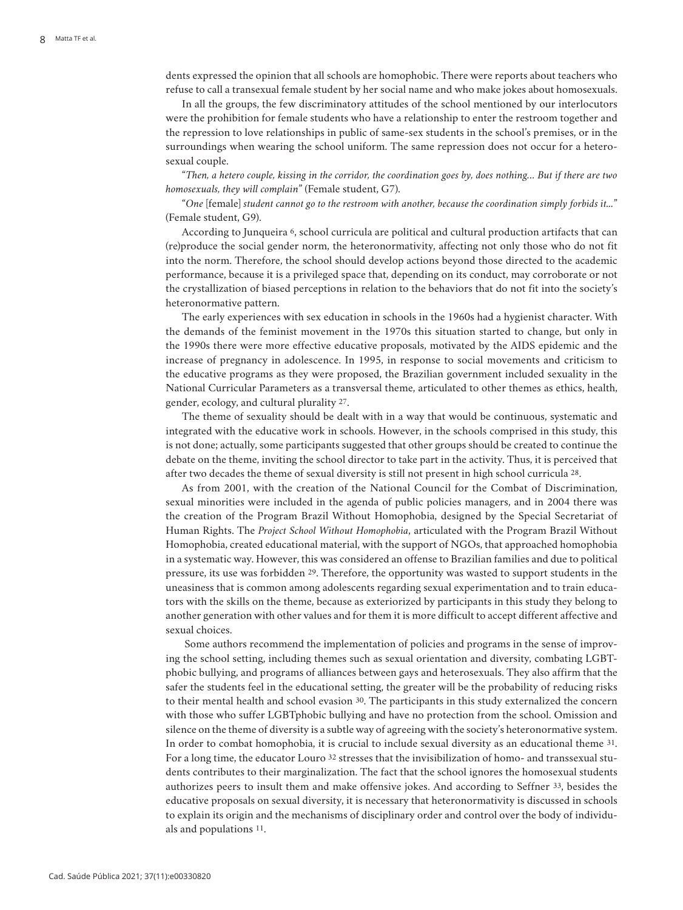dents expressed the opinion that all schools are homophobic. There were reports about teachers who refuse to call a transexual female student by her social name and who make jokes about homosexuals.

In all the groups, the few discriminatory attitudes of the school mentioned by our interlocutors were the prohibition for female students who have a relationship to enter the restroom together and the repression to love relationships in public of same-sex students in the school's premises, or in the surroundings when wearing the school uniform. The same repression does not occur for a heterosexual couple.

*"Then, a hetero couple, kissing in the corridor, the coordination goes by, does nothing... But if there are two homosexuals, they will complain"* (Female student, G7).

*"One* [female] *student cannot go to the restroom with another, because the coordination simply forbids it..."* (Female student, G9).

According to Junqueira [6], school curricula are political and cultural production artifacts that can (re)produce the social gender norm, the heteronormativity, affecting not only those who do not fit into the norm. Therefore, the school should develop actions beyond those directed to the academic performance, because it is a privileged space that, depending on its conduct, may corroborate or not the crystallization of biased perceptions in relation to the behaviors that do not fit into the society's heteronormative pattern.

The early experiences with sex education in schools in the 1960s had a hygienist character. With the demands of the feminist movement in the 1970s this situation started to change, but only in the 1990s there were more effective educative proposals, motivated by the AIDS epidemic and the increase of pregnancy in adolescence. In 1995, in response to social movements and criticism to the educative programs as they were proposed, the Brazilian government included sexuality in the National Curricular Parameters as a transversal theme, articulated to other themes as ethics, health, gender, ecology, and cultural plurality [27].

The theme of sexuality should be dealt with in a way that would be continuous, systematic and integrated with the educative work in schools. However, in the schools comprised in this study, this is not done; actually, some participants suggested that other groups should be created to continue the debate on the theme, inviting the school director to take part in the activity. Thus, it is perceived that after two decades the theme of sexual diversity is still not present in high school curricula [28].

As from 2001, with the creation of the National Council for the Combat of Discrimination, sexual minorities were included in the agenda of public policies managers, and in 2004 there was the creation of the Program Brazil Without Homophobia, designed by the Special Secretariat of Human Rights. The *Project School Without Homophobia*, articulated with the Program Brazil Without Homophobia, created educational material, with the support of NGOs, that approached homophobia in a systematic way. However, this was considered an offense to Brazilian families and due to political pressure, its use was forbidden [29]. Therefore, the opportunity was wasted to support students in the uneasiness that is common among adolescents regarding sexual experimentation and to train educators with the skills on the theme, because as exteriorized by participants in this study they belong to another generation with other values and for them it is more difficult to accept different affective and sexual choices.

Some authors recommend the implementation of policies and programs in the sense of improving the school setting, including themes such as sexual orientation and diversity, combating LGBTphobic bullying, and programs of alliances between gays and heterosexuals. They also affirm that the safer the students feel in the educational setting, the greater will be the probability of reducing risks to their mental health and school evasion [30]. The participants in this study externalized the concern with those who suffer LGBTphobic bullying and have no protection from the school. Omission and silence on the theme of diversity is a subtle way of agreeing with the society's heteronormative system. In order to combat homophobia, it is crucial to include sexual diversity as an educational theme [31]. For a long time, the educator Louro [32] stresses that the invisibilization of homo- and transsexual students contributes to their marginalization. The fact that the school ignores the homosexual students authorizes peers to insult them and make offensive jokes. And according to Seffner [33], besides the educative proposals on sexual diversity, it is necessary that heteronormativity is discussed in schools to explain its origin and the mechanisms of disciplinary order and control over the body of individuals and populations [11].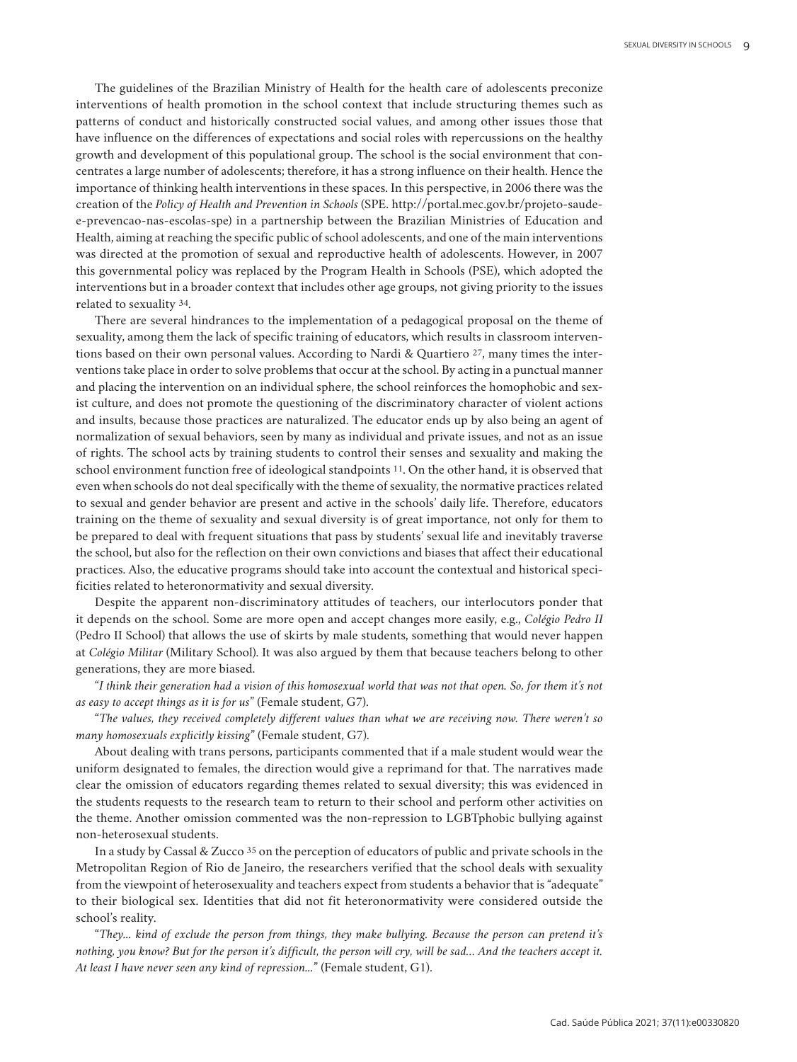The guidelines of the Brazilian Ministry of Health for the health care of adolescents preconize interventions of health promotion in the school context that include structuring themes such as patterns of conduct and historically constructed social values, and among other issues those that have influence on the differences of expectations and social roles with repercussions on the healthy growth and development of this populational group. The school is the social environment that concentrates a large number of adolescents; therefore, it has a strong influence on their health. Hence the importance of thinking health interventions in these spaces. In this perspective, in 2006 there was the creation of the *Policy of Health and Prevention in Schools* (SPE. http://portal.mec.gov.br/projeto-saude-e-prevencao-nas-escolas-spe) in a partnership between the Brazilian Ministries of Education and Health, aiming at reaching the specific public of school adolescents, and one of the main interventions was directed at the promotion of sexual and reproductive health of adolescents. However, in 2007 this governmental policy was replaced by the Program Health in Schools (PSE), which adopted the interventions but in a broader context that includes other age groups, not giving priority to the issues related to sexuality [34].

There are several hindrances to the implementation of a pedagogical proposal on the theme of sexuality, among them the lack of specific training of educators, which results in classroom interventions based on their own personal values. According to Nardi & Quartiero [27], many times the interventions take place in order to solve problems that occur at the school. By acting in a punctual manner and placing the intervention on an individual sphere, the school reinforces the homophobic and sexist culture, and does not promote the questioning of the discriminatory character of violent actions and insults, because those practices are naturalized. The educator ends up by also being an agent of normalization of sexual behaviors, seen by many as individual and private issues, and not as an issue of rights. The school acts by training students to control their senses and sexuality and making the school environment function free of ideological standpoints [11]. On the other hand, it is observed that even when schools do not deal specifically with the theme of sexuality, the normative practices related to sexual and gender behavior are present and active in the schools' daily life. Therefore, educators training on the theme of sexuality and sexual diversity is of great importance, not only for them to be prepared to deal with frequent situations that pass by students' sexual life and inevitably traverse the school, but also for the reflection on their own convictions and biases that affect their educational practices. Also, the educative programs should take into account the contextual and historical specificities related to heteronormativity and sexual diversity.

Despite the apparent non-discriminatory attitudes of teachers, our interlocutors ponder that it depends on the school. Some are more open and accept changes more easily, e.g., *Colégio Pedro II* (Pedro II School) that allows the use of skirts by male students, something that would never happen at *Colégio Militar* (Military School). It was also argued by them that because teachers belong to other generations, they are more biased.

"*I think their generation had a vision of this homosexual world that was not that open. So, for them it's not as easy to accept things as it is for us*" (Female student, G7).

"*The values, they received completely different values than what we are receiving now. There weren't so many homosexuals explicitly kissing*" (Female student, G7).

About dealing with trans persons, participants commented that if a male student would wear the uniform designated to females, the direction would give a reprimand for that. The narratives made clear the omission of educators regarding themes related to sexual diversity; this was evidenced in the students requests to the research team to return to their school and perform other activities on the theme. Another omission commented was the non-repression to LGBTphobic bullying against non-heterosexual students.

In a study by Cassal & Zucco [35] on the perception of educators of public and private schools in the Metropolitan Region of Rio de Janeiro, the researchers verified that the school deals with sexuality from the viewpoint of heterosexuality and teachers expect from students a behavior that is "adequate" to their biological sex. Identities that did not fit heteronormativity were considered outside the school's reality.

"*They... kind of exclude the person from things, they make bullying. Because the person can pretend it's nothing, you know? But for the person it's difficult, the person will cry, will be sad... And the teachers accept it. At least I have never seen any kind of repression...*" (Female student, G1).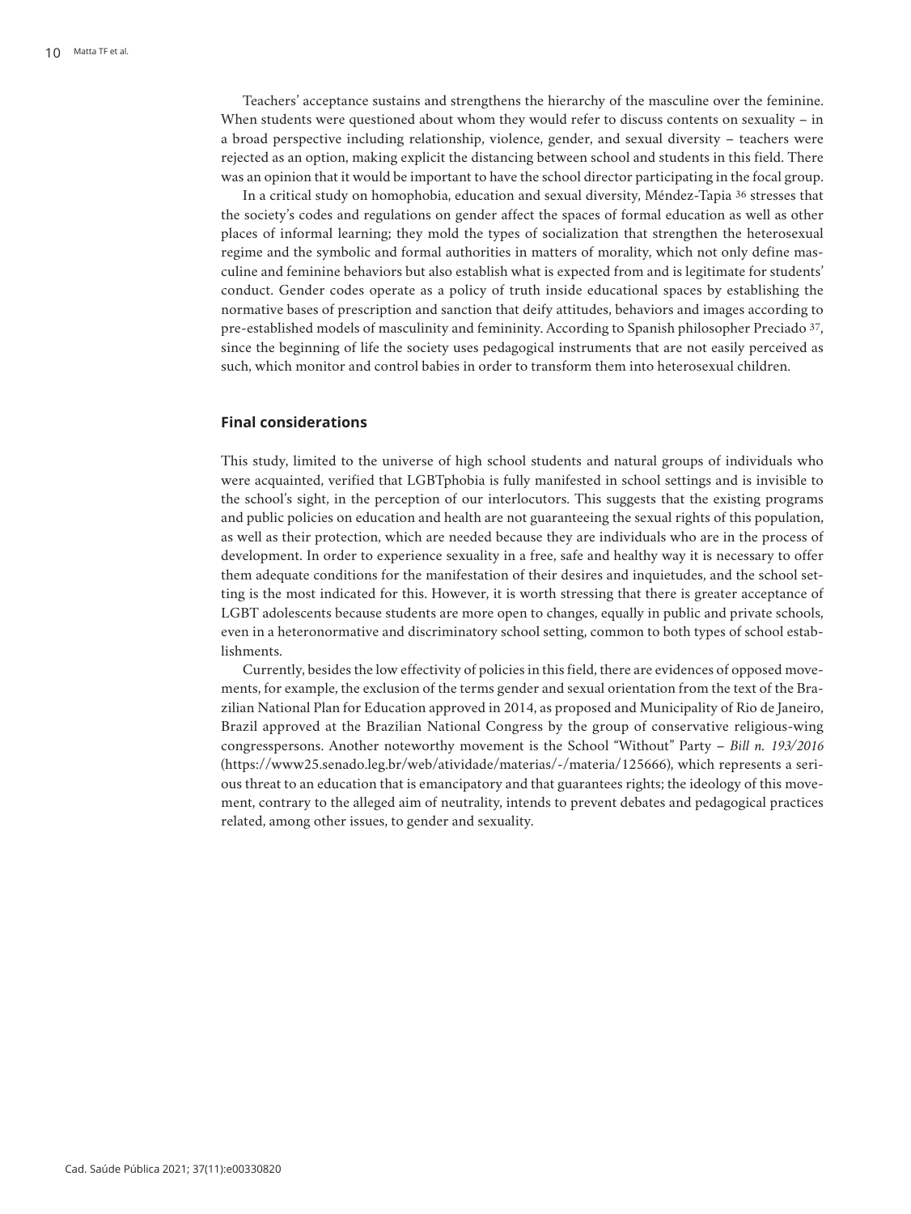Teachers' acceptance sustains and strengthens the hierarchy of the masculine over the feminine. When students were questioned about whom they would refer to discuss contents on sexuality – in a broad perspective including relationship, violence, gender, and sexual diversity – teachers were rejected as an option, making explicit the distancing between school and students in this field. There was an opinion that it would be important to have the school director participating in the focal group.

In a critical study on homophobia, education and sexual diversity, Méndez-Tapia [36] stresses that the society's codes and regulations on gender affect the spaces of formal education as well as other places of informal learning; they mold the types of socialization that strengthen the heterosexual regime and the symbolic and formal authorities in matters of morality, which not only define masculine and feminine behaviors but also establish what is expected from and is legitimate for students' conduct. Gender codes operate as a policy of truth inside educational spaces by establishing the normative bases of prescription and sanction that deify attitudes, behaviors and images according to pre-established models of masculinity and femininity. According to Spanish philosopher Preciado [37], since the beginning of life the society uses pedagogical instruments that are not easily perceived as such, which monitor and control babies in order to transform them into heterosexual children.

## Final considerations

This study, limited to the universe of high school students and natural groups of individuals who were acquainted, verified that LGBTphobia is fully manifested in school settings and is invisible to the school's sight, in the perception of our interlocutors. This suggests that the existing programs and public policies on education and health are not guaranteeing the sexual rights of this population, as well as their protection, which are needed because they are individuals who are in the process of development. In order to experience sexuality in a free, safe and healthy way it is necessary to offer them adequate conditions for the manifestation of their desires and inquietudes, and the school setting is the most indicated for this. However, it is worth stressing that there is greater acceptance of LGBT adolescents because students are more open to changes, equally in public and private schools, even in a heteronormative and discriminatory school setting, common to both types of school establishments.

Currently, besides the low effectivity of policies in this field, there are evidences of opposed movements, for example, the exclusion of the terms gender and sexual orientation from the text of the Brazilian National Plan for Education approved in 2014, as proposed and Municipality of Rio de Janeiro, Brazil approved at the Brazilian National Congress by the group of conservative religious-wing congresspersons. Another noteworthy movement is the School "Without" Party – *Bill n. 193/2016* (https://www25.senado.leg.br/web/atividade/materias/-/materia/125666), which represents a serious threat to an education that is emancipatory and that guarantees rights; the ideology of this movement, contrary to the alleged aim of neutrality, intends to prevent debates and pedagogical practices related, among other issues, to gender and sexuality.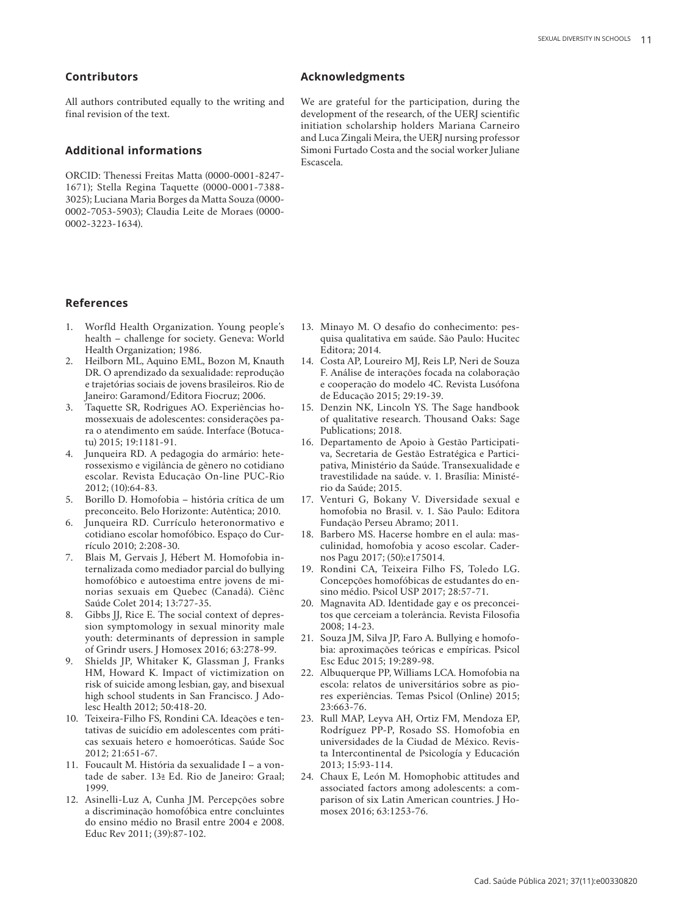## Contributors

All authors contributed equally to the writing and final revision of the text.

## Additional informations

ORCID: Thenessi Freitas Matta (0000-0001-8247-1671); Stella Regina Taquette (0000-0001-7388-3025); Luciana Maria Borges da Matta Souza (0000-0002-7053-5903); Claudia Leite de Moraes (0000-0002-3223-1634).

## Acknowledgments

We are grateful for the participation, during the development of the research, of the UERJ scientific initiation scholarship holders Mariana Carneiro and Luca Zingali Meira, the UERJ nursing professor Simoni Furtado Costa and the social worker Juliane Escascela.

## References

1. Worfld Health Organization. Young people's health – challenge for society. Geneva: World Health Organization; 1986.
2. Heilborn ML, Aquino EML, Bozon M, Knauth DR. O aprendizado da sexualidade: reprodução e trajetórias sociais de jovens brasileiros. Rio de Janeiro: Garamond/Editora Fiocruz; 2006.
3. Taquette SR, Rodrigues AO. Experiências homossexuais de adolescentes: considerações para o atendimento em saúde. Interface (Botucatu) 2015; 19:1181-91.
4. Junqueira RD. A pedagogia do armário: heterossexismo e vigilância de gênero no cotidiano escolar. Revista Educação On-line PUC-Rio 2012; (10):64-83.
5. Borillo D. Homofobia – história crítica de um preconceito. Belo Horizonte: Autêntica; 2010.
6. Junqueira RD. Currículo heteronormativo e cotidiano escolar homofóbico. Espaço do Currículo 2010; 2:208-30.
7. Blais M, Gervais J, Hébert M. Homofobia internalizada como mediador parcial do bullying homofóbico e autoestima entre jovens de minorias sexuais em Quebec (Canadá). Ciênc Saúde Colet 2014; 13:727-35.
8. Gibbs JJ, Rice E. The social context of depression symptomology in sexual minority male youth: determinants of depression in sample of Grindr users. J Homosex 2016; 63:278-99.
9. Shields JP, Whitaker K, Glassman J, Franks HM, Howard K. Impact of victimization on risk of suicide among lesbian, gay, and bisexual high school students in San Francisco. J Adolesc Health 2012; 50:418-20.
10. Teixeira-Filho FS, Rondini CA. Ideações e tentativas de suicídio em adolescentes com práticas sexuais hetero e homoeróticas. Saúde Soc 2012; 21:651-67.
11. Foucault M. História da sexualidade I – a vontade de saber. 13ª Ed. Rio de Janeiro: Graal; 1999.
12. Asinelli-Luz A, Cunha JM. Percepções sobre a discriminação homofóbica entre concluintes do ensino médio no Brasil entre 2004 e 2008. Educ Rev 2011; (39):87-102.
13. Minayo M. O desafio do conhecimento: pesquisa qualitativa em saúde. São Paulo: Hucitec Editora; 2014.
14. Costa AP, Loureiro MJ, Reis LP, Neri de Souza F. Análise de interações focada na colaboração e cooperação do modelo 4C. Revista Lusófona de Educação 2015; 29:19-39.
15. Denzin NK, Lincoln YS. The Sage handbook of qualitative research. Thousand Oaks: Sage Publications; 2018.
16. Departamento de Apoio à Gestão Participativa, Secretaria de Gestão Estratégica e Participativa, Ministério da Saúde. Transexualidade e travestilidade na saúde. v. 1. Brasília: Ministério da Saúde; 2015.
17. Venturi G, Bokany V. Diversidade sexual e homofobia no Brasil. v. 1. São Paulo: Editora Fundação Perseu Abramo; 2011.
18. Barbero MS. Hacerse hombre en el aula: masculinidad, homofobia y acoso escolar. Cadernos Pagu 2017; (50):e175014.
19. Rondini CA, Teixeira Filho FS, Toledo LG. Concepções homofóbicas de estudantes do ensino médio. Psicol USP 2017; 28:57-71.
20. Magnavita AD. Identidade gay e os preconceitos que cerceiam a tolerância. Revista Filosofia 2008; 14-23.
21. Souza JM, Silva JP, Faro A. Bullying e homofobia: aproximações teóricas e empíricas. Psicol Esc Educ 2015; 19:289-98.
22. Albuquerque PP, Williams LCA. Homofobia na escola: relatos de universitários sobre as piores experiências. Temas Psicol (Online) 2015; 23:663-76.
23. Rull MAP, Leyva AH, Ortiz FM, Mendoza EP, Rodríguez PP-P, Rosado SS. Homofobia en universidades de la Ciudad de México. Revista Intercontinental de Psicología y Educación 2013; 15:93-114.
24. Chaux E, León M. Homophobic attitudes and associated factors among adolescents: a comparison of six Latin American countries. J Homosex 2016; 63:1253-76.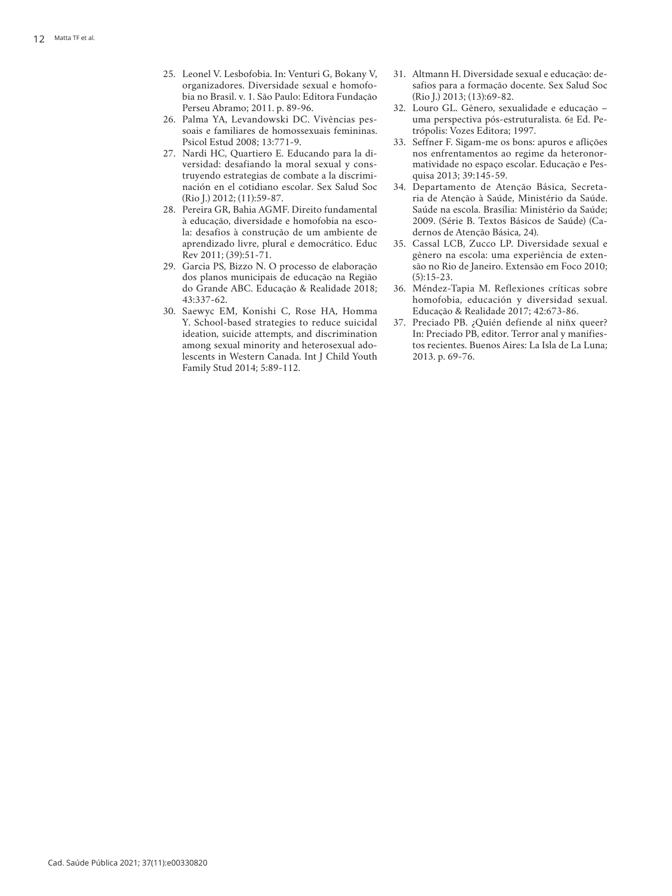25. Leonel V. Lesbofobia. In: Venturi G, Bokany V, organizadores. Diversidade sexual e homofobia no Brasil. v. 1. São Paulo: Editora Fundação Perseu Abramo; 2011. p. 89-96.
26. Palma YA, Levandowski DC. Vivências pessoais e familiares de homossexuais femininas. Psicol Estud 2008; 13:771-9.
27. Nardi HC, Quartiero E. Educando para la diversidad: desafiando la moral sexual y construyendo estrategias de combate a la discriminación en el cotidiano escolar. Sex Salud Soc (Rio J.) 2012; (11):59-87.
28. Pereira GR, Bahia AGMF. Direito fundamental à educação, diversidade e homofobia na escola: desafios à construção de um ambiente de aprendizado livre, plural e democrático. Educ Rev 2011; (39):51-71.
29. Garcia PS, Bizzo N. O processo de elaboração dos planos municipais de educação na Região do Grande ABC. Educação & Realidade 2018; 43:337-62.
30. Saewyc EM, Konishi C, Rose HA, Homma Y. School-based strategies to reduce suicidal ideation, suicide attempts, and discrimination among sexual minority and heterosexual adolescents in Western Canada. Int J Child Youth Family Stud 2014; 5:89-112.
31. Altmann H. Diversidade sexual e educação: desafios para a formação docente. Sex Salud Soc (Rio J.) 2013; (13):69-82.
32. Louro GL. Gênero, sexualidade e educação – uma perspectiva pós-estruturalista. 6ª Ed. Petrópolis: Vozes Editora; 1997.
33. Seffner F. Sigam-me os bons: apuros e aflições nos enfrentamentos ao regime da heteronormatividade no espaço escolar. Educação e Pesquisa 2013; 39:145-59.
34. Departamento de Atenção Básica, Secretaria de Atenção à Saúde, Ministério da Saúde. Saúde na escola. Brasília: Ministério da Saúde; 2009. (Série B. Textos Básicos de Saúde) (Cadernos de Atenção Básica, 24).
35. Cassal LCB, Zucco LP. Diversidade sexual e gênero na escola: uma experiência de extensão no Rio de Janeiro. Extensão em Foco 2010; (5):15-23.
36. Méndez-Tapia M. Reflexiones críticas sobre homofobia, educación y diversidad sexual. Educação & Realidade 2017; 42:673-86.
37. Preciado PB. ¿Quién defiende al niñx queer? In: Preciado PB, editor. Terror anal y manifiestos recientes. Buenos Aires: La Isla de La Luna; 2013. p. 69-76.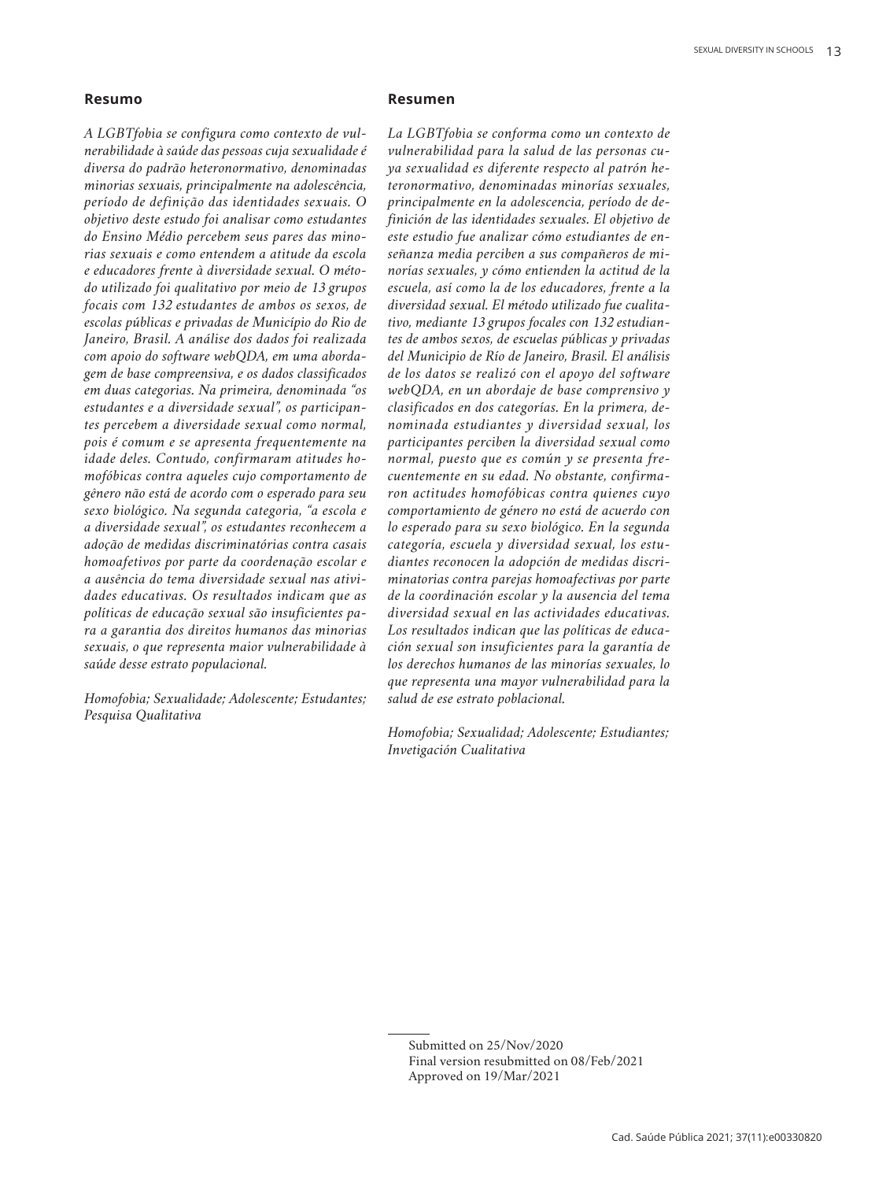## Resumo

*A LGBTfobia se configura como contexto de vulnerabilidade à saúde das pessoas cuja sexualidade é diversa do padrão heteronormativo, denominadas minorias sexuais, principalmente na adolescência, período de definição das identidades sexuais. O objetivo deste estudo foi analisar como estudantes do Ensino Médio percebem seus pares das minorias sexuais e como entendem a atitude da escola e educadores frente à diversidade sexual. O método utilizado foi qualitativo por meio de 13 grupos focais com 132 estudantes de ambos os sexos, de escolas públicas e privadas de Município do Rio de Janeiro, Brasil. A análise dos dados foi realizada com apoio do software webQDA, em uma abordagem de base compreensiva, e os dados classificados em duas categorias. Na primeira, denominada "os estudantes e a diversidade sexual", os participantes percebem a diversidade sexual como normal, pois é comum e se apresenta frequentemente na idade deles. Contudo, confirmaram atitudes homofóbicas contra aqueles cujo comportamento de gênero não está de acordo com o esperado para seu sexo biológico. Na segunda categoria, "a escola e a diversidade sexual", os estudantes reconhecem a adoção de medidas discriminatórias contra casais homoafetivos por parte da coordenação escolar e a ausência do tema diversidade sexual nas atividades educativas. Os resultados indicam que as políticas de educação sexual são insuficientes para a garantia dos direitos humanos das minorias sexuais, o que representa maior vulnerabilidade à saúde desse estrato populacional.*

*Homofobia; Sexualidade; Adolescente; Estudantes; Pesquisa Qualitativa*

## Resumen

*La LGBTfobia se conforma como un contexto de vulnerabilidad para la salud de las personas cuya sexualidad es diferente respecto al patrón heteronormativo, denominadas minorías sexuales, principalmente en la adolescencia, período de definición de las identidades sexuales. El objetivo de este estudio fue analizar cómo estudiantes de enseñanza media perciben a sus compañeros de minorías sexuales, y cómo entienden la actitud de la escuela, así como la de los educadores, frente a la diversidad sexual. El método utilizado fue cualitativo, mediante 13 grupos focales con 132 estudiantes de ambos sexos, de escuelas públicas y privadas del Municipio de Río de Janeiro, Brasil. El análisis de los datos se realizó con el apoyo del software webQDA, en un abordaje de base comprensivo y clasificados en dos categorías. En la primera, denominada estudiantes y diversidad sexual, los participantes perciben la diversidad sexual como normal, puesto que es común y se presenta frecuentemente en su edad. No obstante, confirmaron actitudes homofóbicas contra quienes cuyo comportamiento de género no está de acuerdo con lo esperado para su sexo biológico. En la segunda categoría, escuela y diversidad sexual, los estudiantes reconocen la adopción de medidas discriminatorias contra parejas homoafectivas por parte de la coordinación escolar y la ausencia del tema diversidad sexual en las actividades educativas. Los resultados indican que las políticas de educación sexual son insuficientes para la garantía de los derechos humanos de las minorías sexuales, lo que representa una mayor vulnerabilidad para la salud de ese estrato poblacional.*

*Homofobia; Sexualidad; Adolescente; Estudiantes; Invetigación Cualitativa*

Submitted on 25/Nov/2020
Final version resubmitted on 08/Feb/2021
Approved on 19/Mar/2021